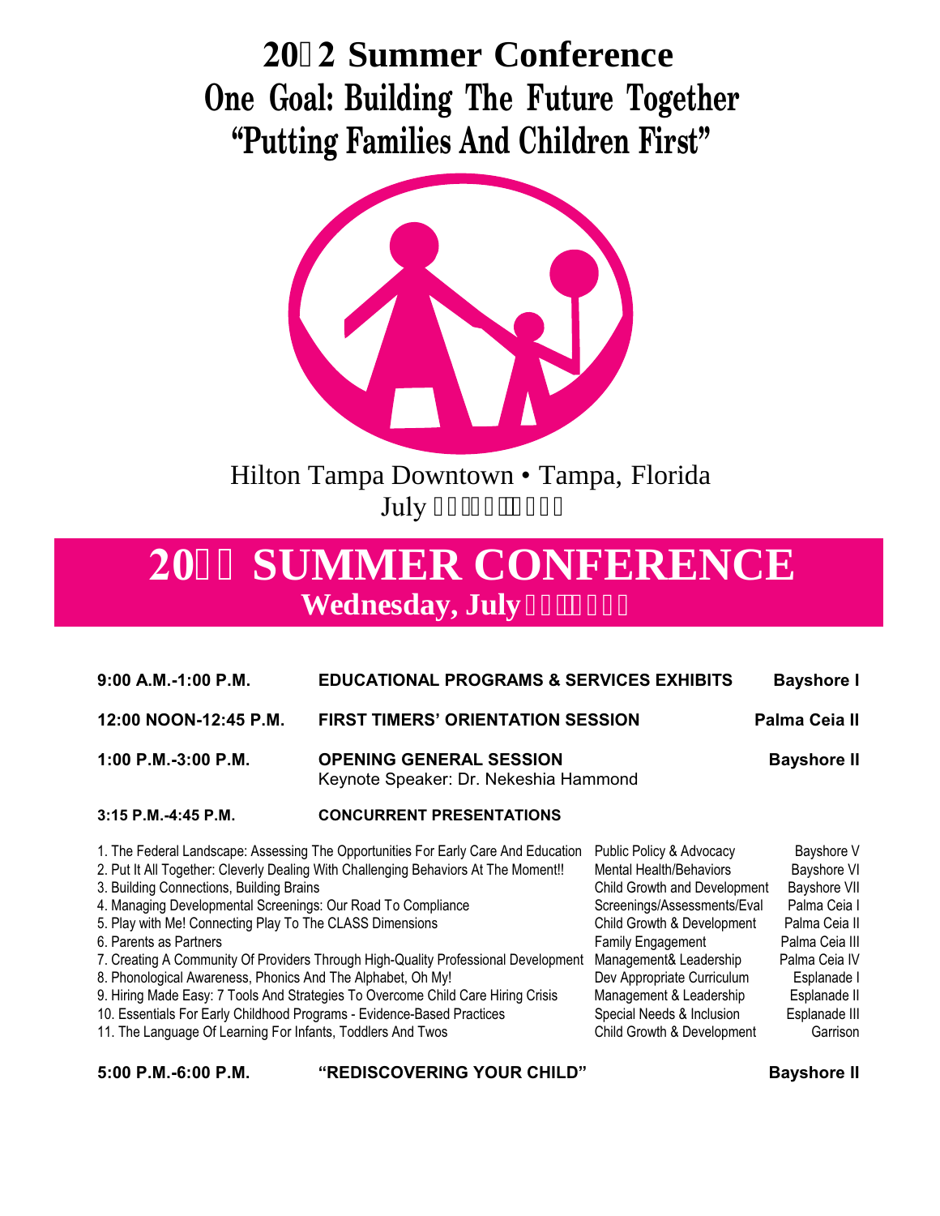# 20 2 Summer Conference

## One Goal: Building The Future Together

## "Putting Families And Children First"

Hilton Tampa Downtown • Tampa, Florida

July

# 20 SUMMER CONFERENCE

## Wednesday, July

| | | |
|---|---|---|
| **9:00 A.M.-1:00 P.M.** | **EDUCATIONAL PROGRAMS & SERVICES EXHIBITS** | **Bayshore I** |
| **12:00 NOON-12:45 P.M.** | **FIRST TIMERS' ORIENTATION SESSION** | **Palma Ceia II** |
| **1:00 P.M.-3:00 P.M.** | **OPENING GENERAL SESSION** Keynote Speaker: Dr. Nekeshia Hammond | **Bayshore II** |
| **3:15 P.M.-4:45 P.M.** | **CONCURRENT PRESENTATIONS** | |

| Presentation | Track | Room |
|---|---|---|
| 1. The Federal Landscape: Assessing The Opportunities For Early Care And Education | Public Policy & Advocacy | Bayshore V |
| 2. Put It All Together: Cleverly Dealing With Challenging Behaviors At The Moment!! | Mental Health/Behaviors | Bayshore VI |
| 3. Building Connections, Building Brains | Child Growth and Development | Bayshore VII |
| 4. Managing Developmental Screenings: Our Road To Compliance | Screenings/Assessments/Eval | Palma Ceia I |
| 5. Play with Me! Connecting Play To The CLASS Dimensions | Child Growth & Development | Palma Ceia II |
| 6. Parents as Partners | Family Engagement | Palma Ceia III |
| 7. Creating A Community Of Providers Through High-Quality Professional Development | Management& Leadership | Palma Ceia IV |
| 8. Phonological Awareness, Phonics And The Alphabet, Oh My! | Dev Appropriate Curriculum | Esplanade I |
| 9. Hiring Made Easy: 7 Tools And Strategies To Overcome Child Care Hiring Crisis | Management & Leadership | Esplanade II |
| 10. Essentials For Early Childhood Programs - Evidence-Based Practices | Special Needs & Inclusion | Esplanade III |
| 11. The Language Of Learning For Infants, Toddlers And Twos | Child Growth & Development | Garrison |

| | | |
|---|---|---|
| **5:00 P.M.-6:00 P.M.** | **"REDISCOVERING YOUR CHILD"** | **Bayshore II** |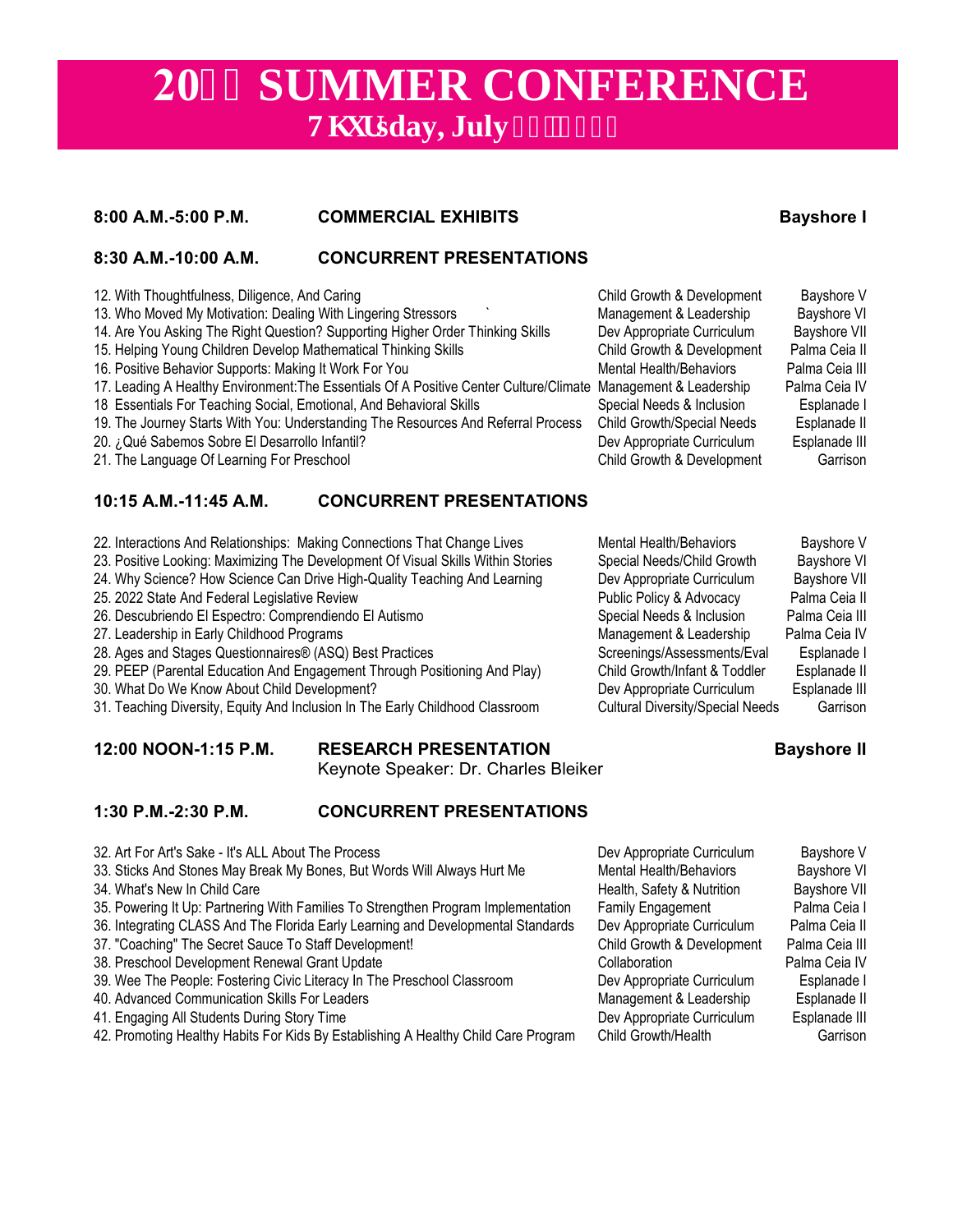# 20   SUMMER CONFERENCE

## 7KXUsday, July 

**8:00 A.M.-5:00 P.M.** **COMMERCIAL EXHIBITS** **Bayshore I**

### 8:30 A.M.-10:00 A.M. CONCURRENT PRESENTATIONS

| Session | Track | Room |
|---|---|---|
| 12. With Thoughtfulness, Diligence, And Caring | Child Growth & Development | Bayshore V |
| 13. Who Moved My Motivation: Dealing With Lingering Stressors | Management & Leadership | Bayshore VI |
| 14. Are You Asking The Right Question? Supporting Higher Order Thinking Skills | Dev Appropriate Curriculum | Bayshore VII |
| 15. Helping Young Children Develop Mathematical Thinking Skills | Child Growth & Development | Palma Ceia II |
| 16. Positive Behavior Supports: Making It Work For You | Mental Health/Behaviors | Palma Ceia III |
| 17. Leading A Healthy Environment:The Essentials Of A Positive Center Culture/Climate | Management & Leadership | Palma Ceia IV |
| 18 Essentials For Teaching Social, Emotional, And Behavioral Skills | Special Needs & Inclusion | Esplanade I |
| 19. The Journey Starts With You: Understanding The Resources And Referral Process | Child Growth/Special Needs | Esplanade II |
| 20. ¿Qué Sabemos Sobre El Desarrollo Infantil? | Dev Appropriate Curriculum | Esplanade III |
| 21. The Language Of Learning For Preschool | Child Growth & Development | Garrison |

### 10:15 A.M.-11:45 A.M. CONCURRENT PRESENTATIONS

| Session | Track | Room |
|---|---|---|
| 22. Interactions And Relationships: Making Connections That Change Lives | Mental Health/Behaviors | Bayshore V |
| 23. Positive Looking: Maximizing The Development Of Visual Skills Within Stories | Special Needs/Child Growth | Bayshore VI |
| 24. Why Science? How Science Can Drive High-Quality Teaching And Learning | Dev Appropriate Curriculum | Bayshore VII |
| 25. 2022 State And Federal Legislative Review | Public Policy & Advocacy | Palma Ceia II |
| 26. Descubriendo El Espectro: Comprendiendo El Autismo | Special Needs & Inclusion | Palma Ceia III |
| 27. Leadership in Early Childhood Programs | Management & Leadership | Palma Ceia IV |
| 28. Ages and Stages Questionnaires® (ASQ) Best Practices | Screenings/Assessments/Eval | Esplanade I |
| 29. PEEP (Parental Education And Engagement Through Positioning And Play) | Child Growth/Infant & Toddler | Esplanade II |
| 30. What Do We Know About Child Development? | Dev Appropriate Curriculum | Esplanade III |
| 31. Teaching Diversity, Equity And Inclusion In The Early Childhood Classroom | Cultural Diversity/Special Needs | Garrison |

**12:00 NOON-1:15 P.M.** **RESEARCH PRESENTATION** **Bayshore II**
Keynote Speaker: Dr. Charles Bleiker

### 1:30 P.M.-2:30 P.M. CONCURRENT PRESENTATIONS

| Session | Track | Room |
|---|---|---|
| 32. Art For Art's Sake - It's ALL About The Process | Dev Appropriate Curriculum | Bayshore V |
| 33. Sticks And Stones May Break My Bones, But Words Will Always Hurt Me | Mental Health/Behaviors | Bayshore VI |
| 34. What's New In Child Care | Health, Safety & Nutrition | Bayshore VII |
| 35. Powering It Up: Partnering With Families To Strengthen Program Implementation | Family Engagement | Palma Ceia I |
| 36. Integrating CLASS And The Florida Early Learning and Developmental Standards | Dev Appropriate Curriculum | Palma Ceia II |
| 37. "Coaching" The Secret Sauce To Staff Development! | Child Growth & Development | Palma Ceia III |
| 38. Preschool Development Renewal Grant Update | Collaboration | Palma Ceia IV |
| 39. Wee The People: Fostering Civic Literacy In The Preschool Classroom | Dev Appropriate Curriculum | Esplanade I |
| 40. Advanced Communication Skills For Leaders | Management & Leadership | Esplanade II |
| 41. Engaging All Students During Story Time | Dev Appropriate Curriculum | Esplanade III |
| 42. Promoting Healthy Habits For Kids By Establishing A Healthy Child Care Program | Child Growth/Health | Garrison |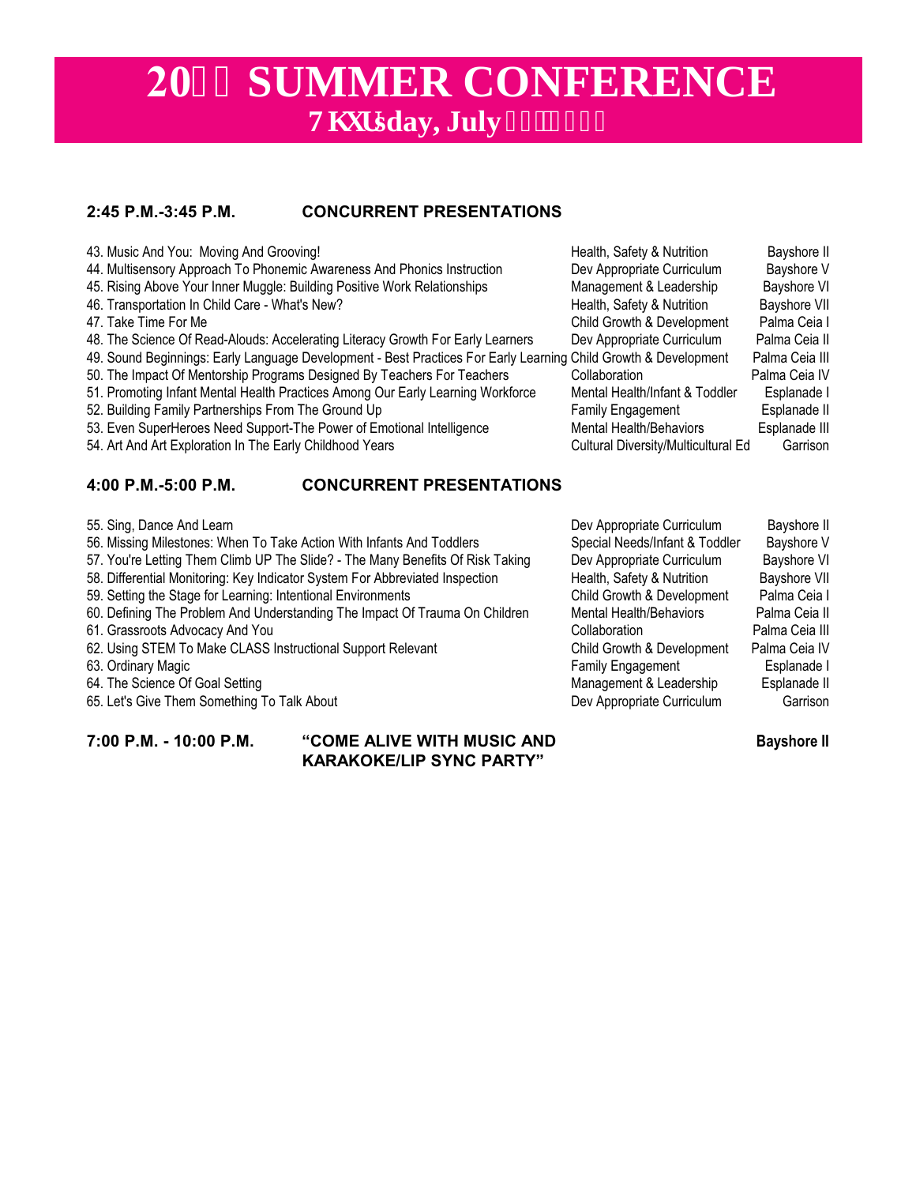# 20 SUMMER CONFERENCE

## Tuesday, July

### 2:45 P.M.-3:45 P.M. CONCURRENT PRESENTATIONS

| Presentation | Track | Room |
|---|---|---|
| 43. Music And You: Moving And Grooving! | Health, Safety & Nutrition | Bayshore II |
| 44. Multisensory Approach To Phonemic Awareness And Phonics Instruction | Dev Appropriate Curriculum | Bayshore V |
| 45. Rising Above Your Inner Muggle: Building Positive Work Relationships | Management & Leadership | Bayshore VI |
| 46. Transportation In Child Care - What's New? | Health, Safety & Nutrition | Bayshore VII |
| 47. Take Time For Me | Child Growth & Development | Palma Ceia I |
| 48. The Science Of Read-Alouds: Accelerating Literacy Growth For Early Learners | Dev Appropriate Curriculum | Palma Ceia II |
| 49. Sound Beginnings: Early Language Development - Best Practices For Early Learning | Child Growth & Development | Palma Ceia III |
| 50. The Impact Of Mentorship Programs Designed By Teachers For Teachers | Collaboration | Palma Ceia IV |
| 51. Promoting Infant Mental Health Practices Among Our Early Learning Workforce | Mental Health/Infant & Toddler | Esplanade I |
| 52. Building Family Partnerships From The Ground Up | Family Engagement | Esplanade II |
| 53. Even SuperHeroes Need Support-The Power of Emotional Intelligence | Mental Health/Behaviors | Esplanade III |
| 54. Art And Art Exploration In The Early Childhood Years | Cultural Diversity/Multicultural Ed | Garrison |

### 4:00 P.M.-5:00 P.M. CONCURRENT PRESENTATIONS

| Presentation | Track | Room |
|---|---|---|
| 55. Sing, Dance And Learn | Dev Appropriate Curriculum | Bayshore II |
| 56. Missing Milestones: When To Take Action With Infants And Toddlers | Special Needs/Infant & Toddler | Bayshore V |
| 57. You're Letting Them Climb UP The Slide? - The Many Benefits Of Risk Taking | Dev Appropriate Curriculum | Bayshore VI |
| 58. Differential Monitoring: Key Indicator System For Abbreviated Inspection | Health, Safety & Nutrition | Bayshore VII |
| 59. Setting the Stage for Learning: Intentional Environments | Child Growth & Development | Palma Ceia I |
| 60. Defining The Problem And Understanding The Impact Of Trauma On Children | Mental Health/Behaviors | Palma Ceia II |
| 61. Grassroots Advocacy And You | Collaboration | Palma Ceia III |
| 62. Using STEM To Make CLASS Instructional Support Relevant | Child Growth & Development | Palma Ceia IV |
| 63. Ordinary Magic | Family Engagement | Esplanade I |
| 64. The Science Of Goal Setting | Management & Leadership | Esplanade II |
| 65. Let's Give Them Something To Talk About | Dev Appropriate Curriculum | Garrison |

### 7:00 P.M. - 10:00 P.M. "COME ALIVE WITH MUSIC AND KARAKOKE/LIP SYNC PARTY" — Bayshore II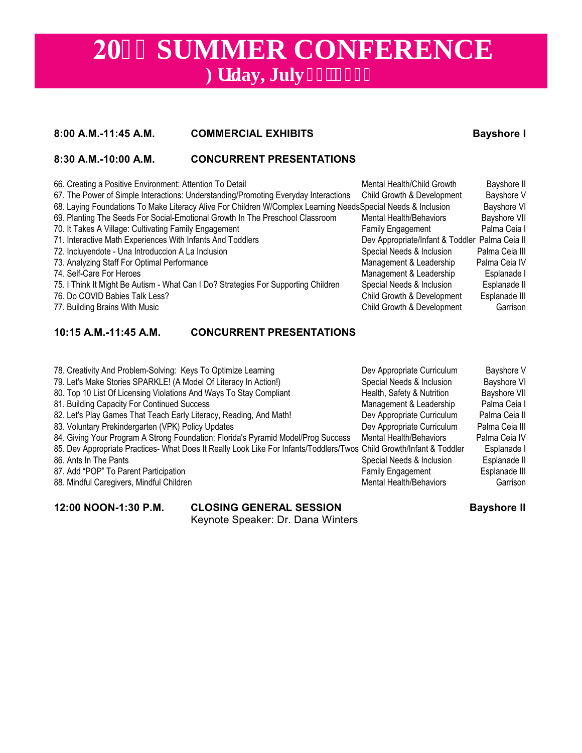# 20 SUMMER CONFERENCE

## )Uday, July

| | | |
|---|---|---|
| **8:00 A.M.-11:45 A.M.** | **COMMERCIAL EXHIBITS** | **Bayshore I** |

**8:30 A.M.-10:00 A.M. CONCURRENT PRESENTATIONS**

| | | |
|---|---|---|
| 66. Creating a Positive Environment: Attention To Detail | Mental Health/Child Growth | Bayshore II |
| 67. The Power of Simple Interactions: Understanding/Promoting Everyday Interactions | Child Growth & Development | Bayshore V |
| 68. Laying Foundations To Make Literacy Alive For Children W/Complex Learning Needs | Special Needs & Inclusion | Bayshore VI |
| 69. Planting The Seeds For Social-Emotional Growth In The Preschool Classroom | Mental Health/Behaviors | Bayshore VII |
| 70. It Takes A Village: Cultivating Family Engagement | Family Engagement | Palma Ceia I |
| 71. Interactive Math Experiences With Infants And Toddlers | Dev Appropriate/Infant & Toddler | Palma Ceia II |
| 72. Incluyendote - Una Introduccion A La Inclusion | Special Needs & Inclusion | Palma Ceia III |
| 73. Analyzing Staff For Optimal Performance | Management & Leadership | Palma Ceia IV |
| 74. Self-Care For Heroes | Management & Leadership | Esplanade I |
| 75. I Think It Might Be Autism - What Can I Do? Strategies For Supporting Children | Special Needs & Inclusion | Esplanade II |
| 76. Do COVID Babies Talk Less? | Child Growth & Development | Esplanade III |
| 77. Building Brains With Music | Child Growth & Development | Garrison |

**10:15 A.M.-11:45 A.M. CONCURRENT PRESENTATIONS**

| | | |
|---|---|---|
| 78. Creativity And Problem-Solving: Keys To Optimize Learning | Dev Appropriate Curriculum | Bayshore V |
| 79. Let's Make Stories SPARKLE! (A Model Of Literacy In Action!) | Special Needs & Inclusion | Bayshore VI |
| 80. Top 10 List Of Licensing Violations And Ways To Stay Compliant | Health, Safety & Nutrition | Bayshore VII |
| 81. Building Capacity For Continued Success | Management & Leadership | Palma Ceia I |
| 82. Let's Play Games That Teach Early Literacy, Reading, And Math! | Dev Appropriate Curriculum | Palma Ceia II |
| 83. Voluntary Prekindergarten (VPK) Policy Updates | Dev Appropriate Curriculum | Palma Ceia III |
| 84. Giving Your Program A Strong Foundation: Florida's Pyramid Model/Prog Success | Mental Health/Behaviors | Palma Ceia IV |
| 85. Dev Appropriate Practices- What Does It Really Look Like For Infants/Toddlers/Twos | Child Growth/Infant & Toddler | Esplanade I |
| 86. Ants In The Pants | Special Needs & Inclusion | Esplanade II |
| 87. Add “POP” To Parent Participation | Family Engagement | Esplanade III |
| 88. Mindful Caregivers, Mindful Children | Mental Health/Behaviors | Garrison |

| | | |
|---|---|---|
| **12:00 NOON-1:30 P.M.** | **CLOSING GENERAL SESSION**<br>Keynote Speaker: Dr. Dana Winters | **Bayshore II** |